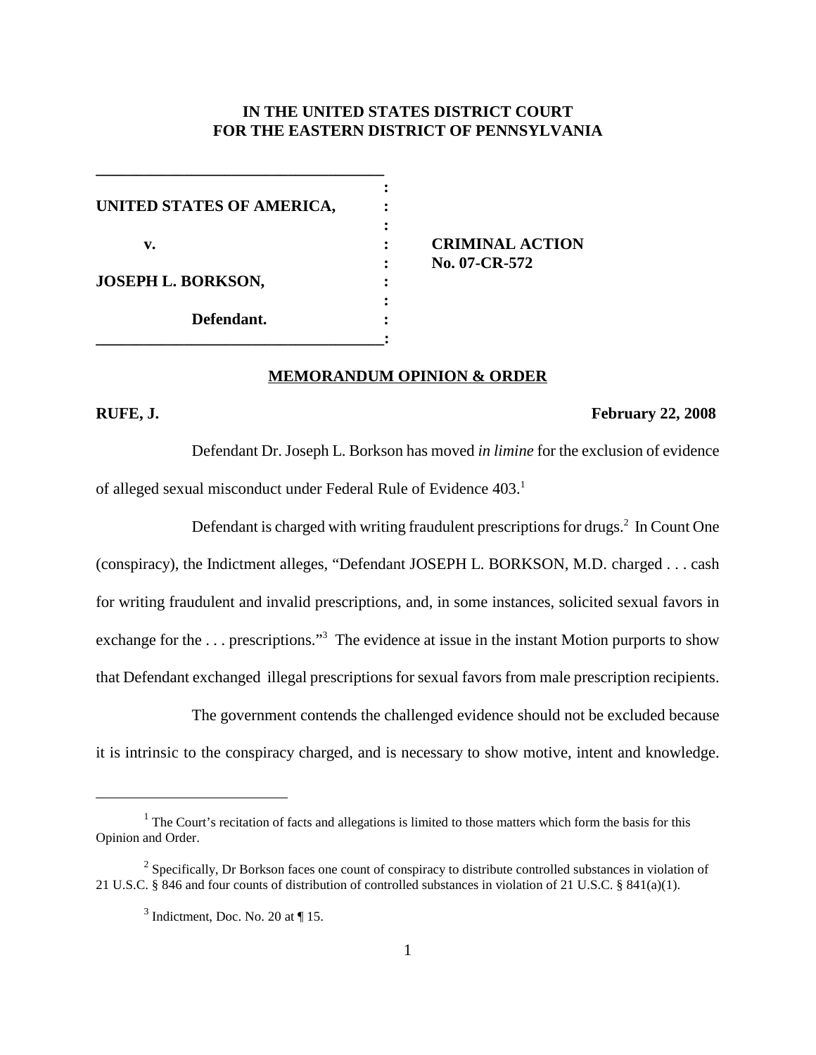**IN THE UNITED STATES DISTRICT COURT**
**FOR THE EASTERN DISTRICT OF PENNSYLVANIA**

| | | |
|---|---|---|
| **UNITED STATES OF AMERICA,** | : | |
| **v.** | : | **CRIMINAL ACTION** |
| | : | **No. 07-CR-572** |
| **JOSEPH L. BORKSON,** | : | |
| **Defendant.** | : | |

**MEMORANDUM OPINION & ORDER**

**RUFE, J.** **February 22, 2008**

Defendant Dr. Joseph L. Borkson has moved *in limine* for the exclusion of evidence of alleged sexual misconduct under Federal Rule of Evidence 403.[1]

Defendant is charged with writing fraudulent prescriptions for drugs.[2] In Count One (conspiracy), the Indictment alleges, "Defendant JOSEPH L. BORKSON, M.D. charged . . . cash for writing fraudulent and invalid prescriptions, and, in some instances, solicited sexual favors in exchange for the . . . prescriptions."[3] The evidence at issue in the instant Motion purports to show that Defendant exchanged illegal prescriptions for sexual favors from male prescription recipients.

The government contends the challenged evidence should not be excluded because it is intrinsic to the conspiracy charged, and is necessary to show motive, intent and knowledge.

---

[1] The Court's recitation of facts and allegations is limited to those matters which form the basis for this Opinion and Order.

[2] Specifically, Dr Borkson faces one count of conspiracy to distribute controlled substances in violation of 21 U.S.C. § 846 and four counts of distribution of controlled substances in violation of 21 U.S.C. § 841(a)(1).

[3] Indictment, Doc. No. 20 at ¶ 15.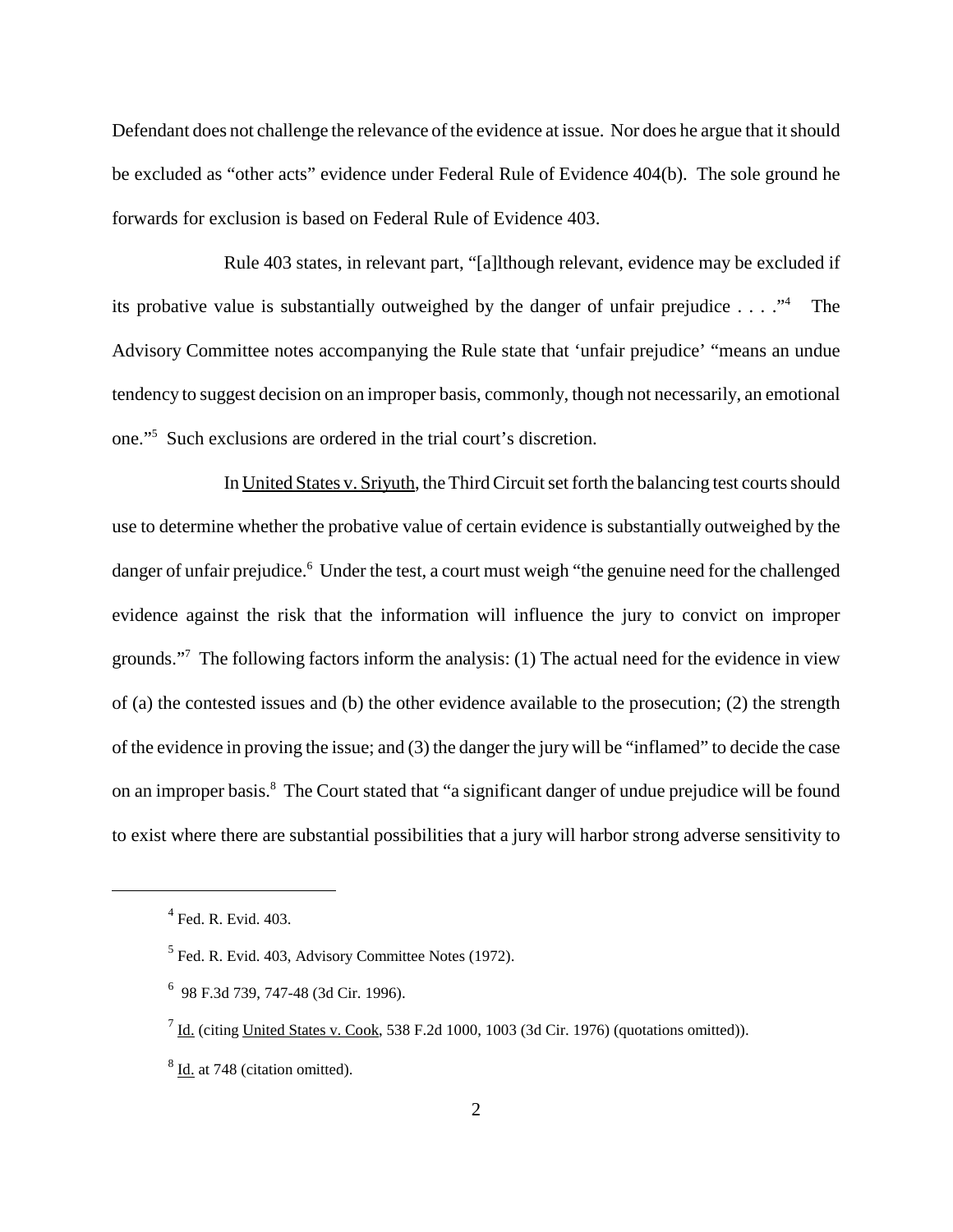Defendant does not challenge the relevance of the evidence at issue. Nor does he argue that it should be excluded as "other acts" evidence under Federal Rule of Evidence 404(b). The sole ground he forwards for exclusion is based on Federal Rule of Evidence 403.

Rule 403 states, in relevant part, "[a]lthough relevant, evidence may be excluded if its probative value is substantially outweighed by the danger of unfair prejudice . . . ."[4] The Advisory Committee notes accompanying the Rule state that 'unfair prejudice' "means an undue tendency to suggest decision on an improper basis, commonly, though not necessarily, an emotional one."[5] Such exclusions are ordered in the trial court's discretion.

In United States v. Sriyuth, the Third Circuit set forth the balancing test courts should use to determine whether the probative value of certain evidence is substantially outweighed by the danger of unfair prejudice.[6] Under the test, a court must weigh "the genuine need for the challenged evidence against the risk that the information will influence the jury to convict on improper grounds."[7] The following factors inform the analysis: (1) The actual need for the evidence in view of (a) the contested issues and (b) the other evidence available to the prosecution; (2) the strength of the evidence in proving the issue; and (3) the danger the jury will be "inflamed" to decide the case on an improper basis.[8] The Court stated that "a significant danger of undue prejudice will be found to exist where there are substantial possibilities that a jury will harbor strong adverse sensitivity to

---

[4] Fed. R. Evid. 403.

[5] Fed. R. Evid. 403, Advisory Committee Notes (1972).

[6] 98 F.3d 739, 747-48 (3d Cir. 1996).

[7] Id. (citing United States v. Cook, 538 F.2d 1000, 1003 (3d Cir. 1976) (quotations omitted)).

[8] Id. at 748 (citation omitted).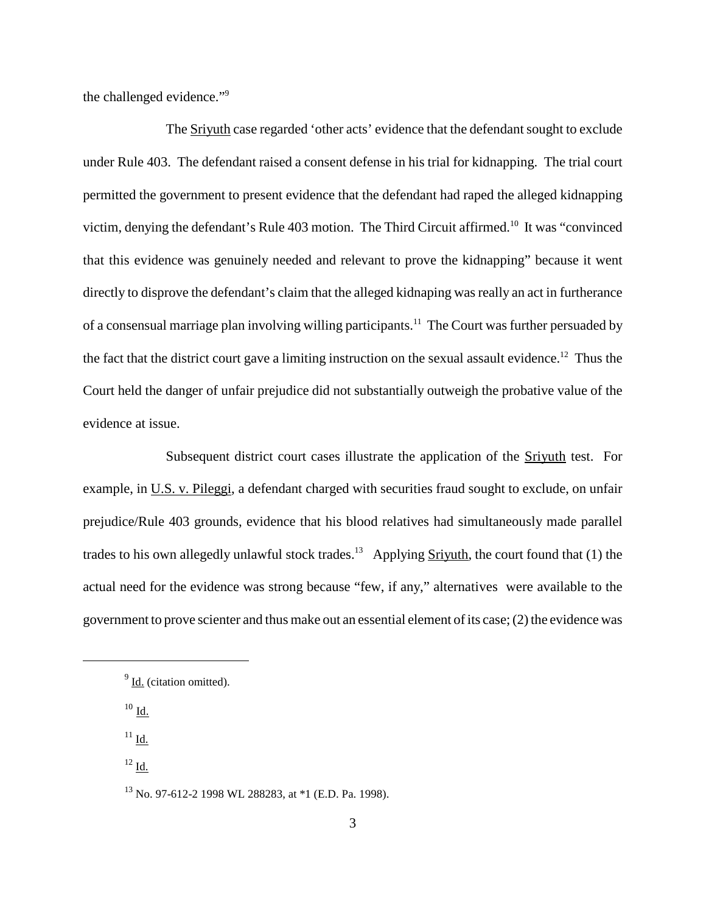the challenged evidence."[9]

The Sriyuth case regarded 'other acts' evidence that the defendant sought to exclude under Rule 403. The defendant raised a consent defense in his trial for kidnapping. The trial court permitted the government to present evidence that the defendant had raped the alleged kidnapping victim, denying the defendant's Rule 403 motion. The Third Circuit affirmed.[10] It was "convinced that this evidence was genuinely needed and relevant to prove the kidnapping" because it went directly to disprove the defendant's claim that the alleged kidnaping was really an act in furtherance of a consensual marriage plan involving willing participants.[11] The Court was further persuaded by the fact that the district court gave a limiting instruction on the sexual assault evidence.[12] Thus the Court held the danger of unfair prejudice did not substantially outweigh the probative value of the evidence at issue.

Subsequent district court cases illustrate the application of the Sriyuth test. For example, in U.S. v. Pileggi, a defendant charged with securities fraud sought to exclude, on unfair prejudice/Rule 403 grounds, evidence that his blood relatives had simultaneously made parallel trades to his own allegedly unlawful stock trades.[13] Applying Sriyuth, the court found that (1) the actual need for the evidence was strong because "few, if any," alternatives were available to the government to prove scienter and thus make out an essential element of its case; (2) the evidence was

---

[9] Id. (citation omitted).

[10] Id.

[11] Id.

[12] Id.

[13] No. 97-612-2 1998 WL 288283, at *1 (E.D. Pa. 1998).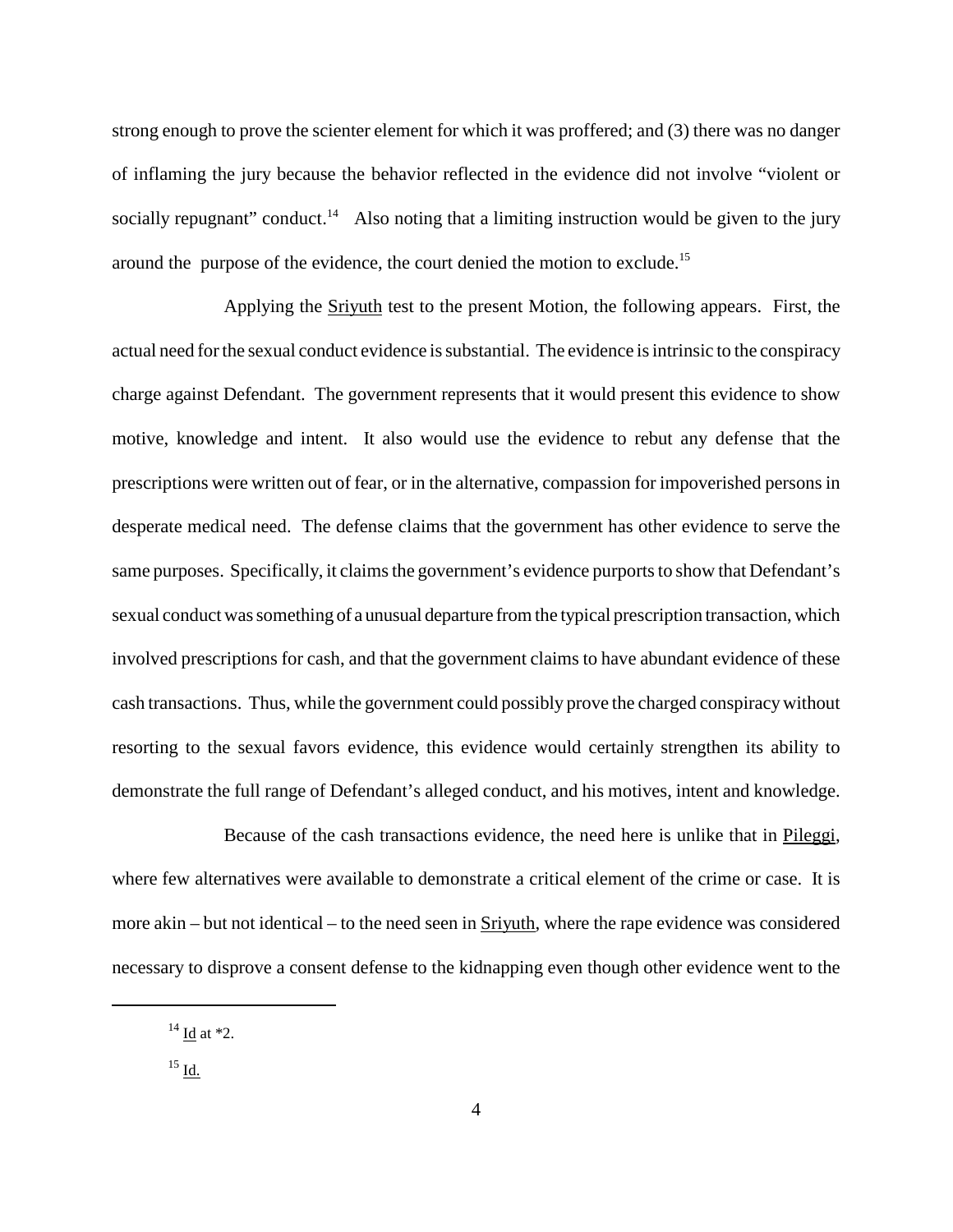strong enough to prove the scienter element for which it was proffered; and (3) there was no danger of inflaming the jury because the behavior reflected in the evidence did not involve "violent or socially repugnant" conduct.[14] Also noting that a limiting instruction would be given to the jury around the purpose of the evidence, the court denied the motion to exclude.[15]

Applying the Sriyuth test to the present Motion, the following appears. First, the actual need for the sexual conduct evidence is substantial. The evidence is intrinsic to the conspiracy charge against Defendant. The government represents that it would present this evidence to show motive, knowledge and intent. It also would use the evidence to rebut any defense that the prescriptions were written out of fear, or in the alternative, compassion for impoverished persons in desperate medical need. The defense claims that the government has other evidence to serve the same purposes. Specifically, it claims the government's evidence purports to show that Defendant's sexual conduct was something of a unusual departure from the typical prescription transaction, which involved prescriptions for cash, and that the government claims to have abundant evidence of these cash transactions. Thus, while the government could possibly prove the charged conspiracy without resorting to the sexual favors evidence, this evidence would certainly strengthen its ability to demonstrate the full range of Defendant's alleged conduct, and his motives, intent and knowledge.

Because of the cash transactions evidence, the need here is unlike that in Pileggi, where few alternatives were available to demonstrate a critical element of the crime or case. It is more akin – but not identical – to the need seen in Sriyuth, where the rape evidence was considered necessary to disprove a consent defense to the kidnapping even though other evidence went to the

[14] Id at *2.

[15] Id.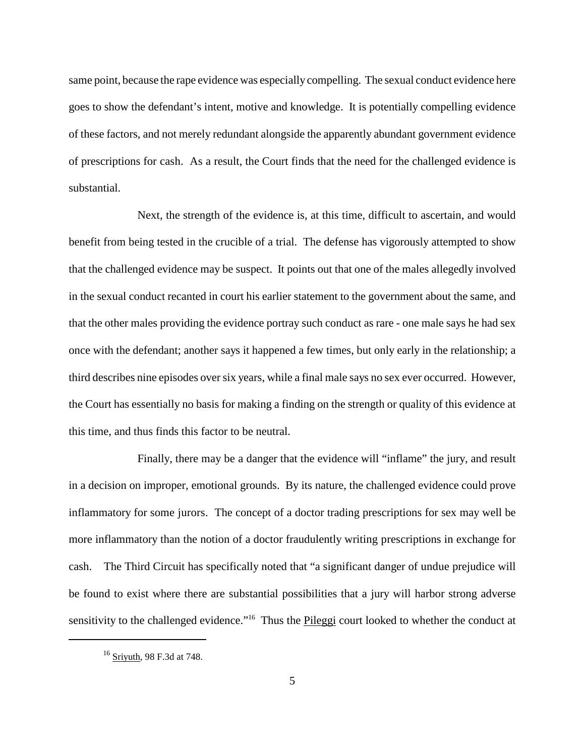same point, because the rape evidence was especially compelling. The sexual conduct evidence here goes to show the defendant's intent, motive and knowledge. It is potentially compelling evidence of these factors, and not merely redundant alongside the apparently abundant government evidence of prescriptions for cash. As a result, the Court finds that the need for the challenged evidence is substantial.

Next, the strength of the evidence is, at this time, difficult to ascertain, and would benefit from being tested in the crucible of a trial. The defense has vigorously attempted to show that the challenged evidence may be suspect. It points out that one of the males allegedly involved in the sexual conduct recanted in court his earlier statement to the government about the same, and that the other males providing the evidence portray such conduct as rare - one male says he had sex once with the defendant; another says it happened a few times, but only early in the relationship; a third describes nine episodes over six years, while a final male says no sex ever occurred. However, the Court has essentially no basis for making a finding on the strength or quality of this evidence at this time, and thus finds this factor to be neutral.

Finally, there may be a danger that the evidence will "inflame" the jury, and result in a decision on improper, emotional grounds. By its nature, the challenged evidence could prove inflammatory for some jurors. The concept of a doctor trading prescriptions for sex may well be more inflammatory than the notion of a doctor fraudulently writing prescriptions in exchange for cash. The Third Circuit has specifically noted that "a significant danger of undue prejudice will be found to exist where there are substantial possibilities that a jury will harbor strong adverse sensitivity to the challenged evidence."[16] Thus the Pileggi court looked to whether the conduct at

[16] Sriyuth, 98 F.3d at 748.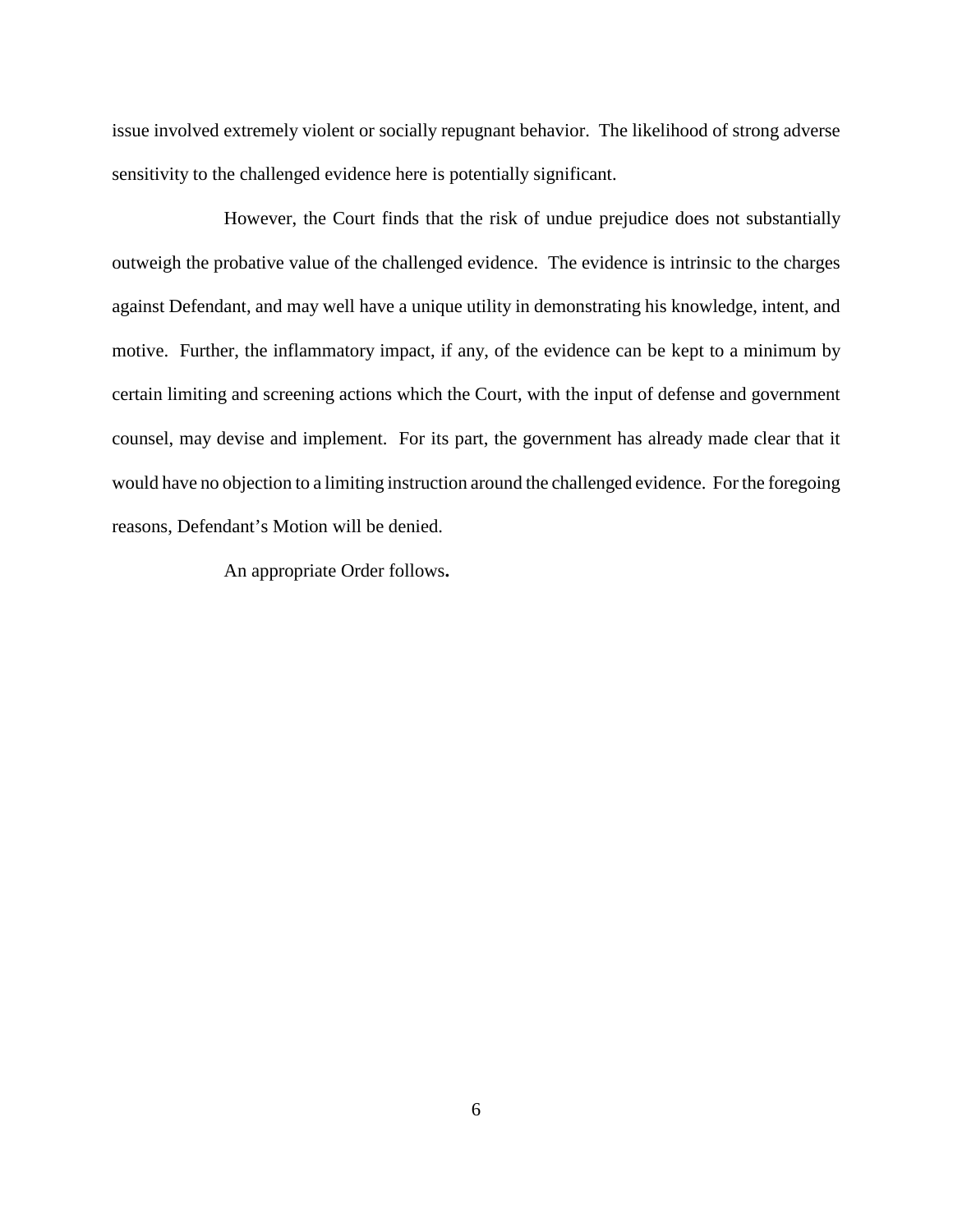issue involved extremely violent or socially repugnant behavior. The likelihood of strong adverse sensitivity to the challenged evidence here is potentially significant.

However, the Court finds that the risk of undue prejudice does not substantially outweigh the probative value of the challenged evidence. The evidence is intrinsic to the charges against Defendant, and may well have a unique utility in demonstrating his knowledge, intent, and motive. Further, the inflammatory impact, if any, of the evidence can be kept to a minimum by certain limiting and screening actions which the Court, with the input of defense and government counsel, may devise and implement. For its part, the government has already made clear that it would have no objection to a limiting instruction around the challenged evidence. For the foregoing reasons, Defendant's Motion will be denied.

An appropriate Order follows**.**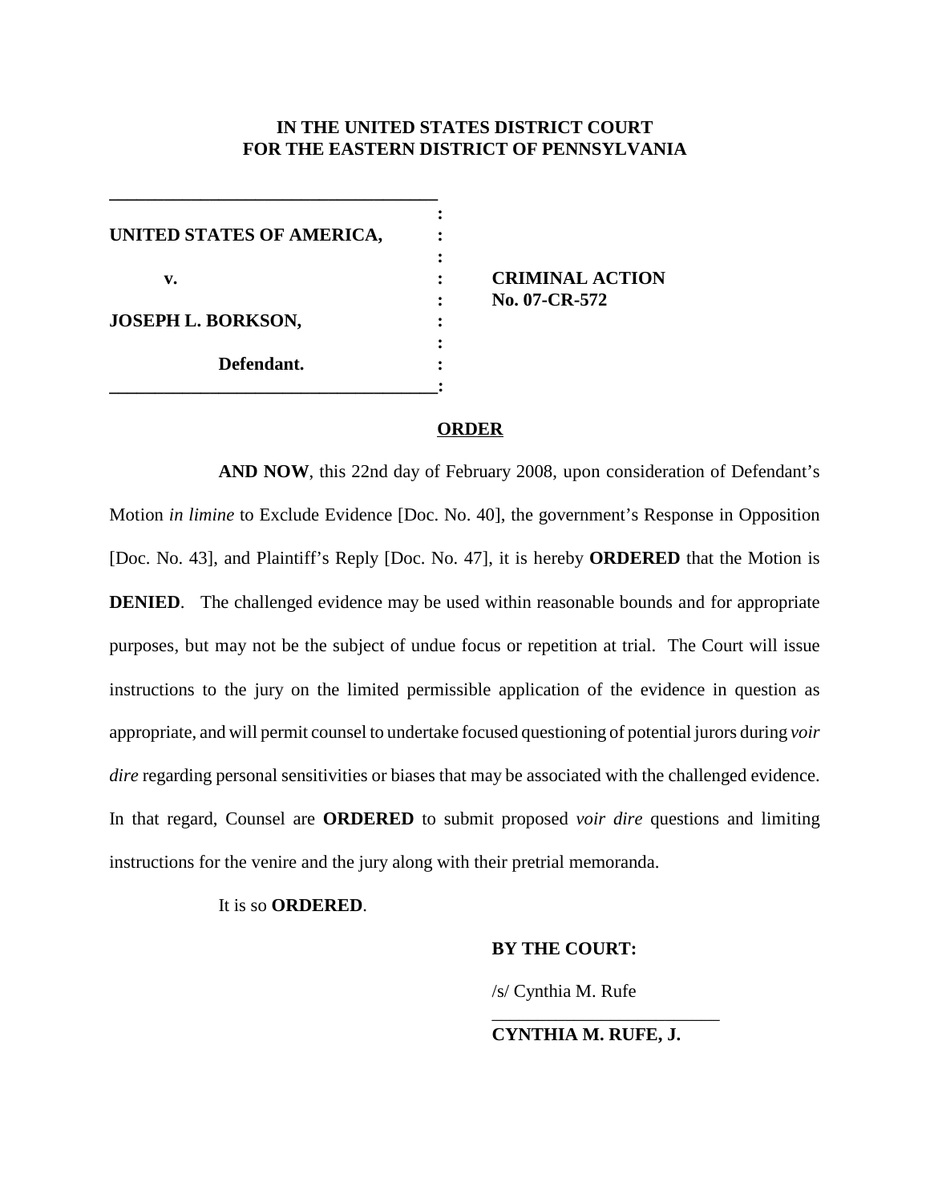**IN THE UNITED STATES DISTRICT COURT**
**FOR THE EASTERN DISTRICT OF PENNSYLVANIA**

| | | |
|---|---|---|
| **UNITED STATES OF AMERICA,** | : | |
| **v.** | : | **CRIMINAL ACTION** |
| | : | **No. 07-CR-572** |
| **JOSEPH L. BORKSON,** | : | |
| **Defendant.** | : | |

**ORDER**

**AND NOW**, this 22nd day of February 2008, upon consideration of Defendant's Motion *in limine* to Exclude Evidence [Doc. No. 40], the government's Response in Opposition [Doc. No. 43], and Plaintiff's Reply [Doc. No. 47], it is hereby **ORDERED** that the Motion is **DENIED**. The challenged evidence may be used within reasonable bounds and for appropriate purposes, but may not be the subject of undue focus or repetition at trial. The Court will issue instructions to the jury on the limited permissible application of the evidence in question as appropriate, and will permit counsel to undertake focused questioning of potential jurors during *voir dire* regarding personal sensitivities or biases that may be associated with the challenged evidence. In that regard, Counsel are **ORDERED** to submit proposed *voir dire* questions and limiting instructions for the venire and the jury along with their pretrial memoranda.

It is so **ORDERED**.

**BY THE COURT:**

/s/ Cynthia M. Rufe

**CYNTHIA M. RUFE, J.**